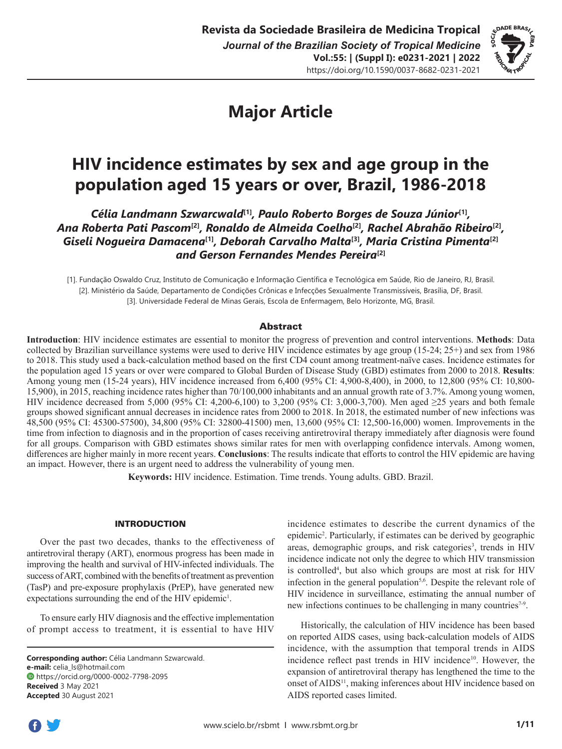Major Article

# HIV incidence estimates by sex and age group in the population aged 15 years or over, Brazil, 1986-2018

*Célia Landmann Szwarcwald[1], Paulo Roberto Borges de Souza Júnior[1], Ana Roberta Pati Pascom[2], Ronaldo de Almeida Coelho[2], Rachel Abrahão Ribeiro[2], Giseli Nogueira Damacena[1], Deborah Carvalho Malta[3], Maria Cristina Pimenta[2] and Gerson Fernandes Mendes Pereira[2]*

[1]. Fundação Oswaldo Cruz, Instituto de Comunicação e Informação Científica e Tecnológica em Saúde, Rio de Janeiro, RJ, Brasil.
[2]. Ministério da Saúde, Departamento de Condições Crônicas e Infecções Sexualmente Transmissíveis, Brasília, DF, Brasil.
[3]. Universidade Federal de Minas Gerais, Escola de Enfermagem, Belo Horizonte, MG, Brasil.

## Abstract

**Introduction**: HIV incidence estimates are essential to monitor the progress of prevention and control interventions. **Methods**: Data collected by Brazilian surveillance systems were used to derive HIV incidence estimates by age group (15-24; 25+) and sex from 1986 to 2018. This study used a back-calculation method based on the first CD4 count among treatment-naïve cases. Incidence estimates for the population aged 15 years or over were compared to Global Burden of Disease Study (GBD) estimates from 2000 to 2018. **Results**: Among young men (15-24 years), HIV incidence increased from 6,400 (95% CI: 4,900-8,400), in 2000, to 12,800 (95% CI: 10,800-15,900), in 2015, reaching incidence rates higher than 70/100,000 inhabitants and an annual growth rate of 3.7%. Among young women, HIV incidence decreased from 5,000 (95% CI: 4,200-6,100) to 3,200 (95% CI: 3,000-3,700). Men aged ≥25 years and both female groups showed significant annual decreases in incidence rates from 2000 to 2018. In 2018, the estimated number of new infections was 48,500 (95% CI: 45300-57500), 34,800 (95% CI: 32800-41500) men, 13,600 (95% CI: 12,500-16,000) women. Improvements in the time from infection to diagnosis and in the proportion of cases receiving antiretroviral therapy immediately after diagnosis were found for all groups. Comparison with GBD estimates shows similar rates for men with overlapping confidence intervals. Among women, differences are higher mainly in more recent years. **Conclusions**: The results indicate that efforts to control the HIV epidemic are having an impact. However, there is an urgent need to address the vulnerability of young men.

**Keywords:** HIV incidence. Estimation. Time trends. Young adults. GBD. Brazil.

## INTRODUCTION

Over the past two decades, thanks to the effectiveness of antiretroviral therapy (ART), enormous progress has been made in improving the health and survival of HIV-infected individuals. The success of ART, combined with the benefits of treatment as prevention (TasP) and pre-exposure prophylaxis (PrEP), have generated new expectations surrounding the end of the HIV epidemic[1].

To ensure early HIV diagnosis and the effective implementation of prompt access to treatment, it is essential to have HIV incidence estimates to describe the current dynamics of the epidemic[2]. Particularly, if estimates can be derived by geographic areas, demographic groups, and risk categories[3], trends in HIV incidence indicate not only the degree to which HIV transmission is controlled[4], but also which groups are most at risk for HIV infection in the general population[5,6]. Despite the relevant role of HIV incidence in surveillance, estimating the annual number of new infections continues to be challenging in many countries[7-9].

Historically, the calculation of HIV incidence has been based on reported AIDS cases, using back-calculation models of AIDS incidence, with the assumption that temporal trends in AIDS incidence reflect past trends in HIV incidence[10]. However, the expansion of antiretroviral therapy has lengthened the time to the onset of AIDS[11], making inferences about HIV incidence based on AIDS reported cases limited.

**Corresponding author:** Célia Landmann Szwarcwald.
**e-mail:** celia_ls@hotmail.com
https://orcid.org/0000-0002-7798-2095
**Received** 3 May 2021
**Accepted** 30 August 2021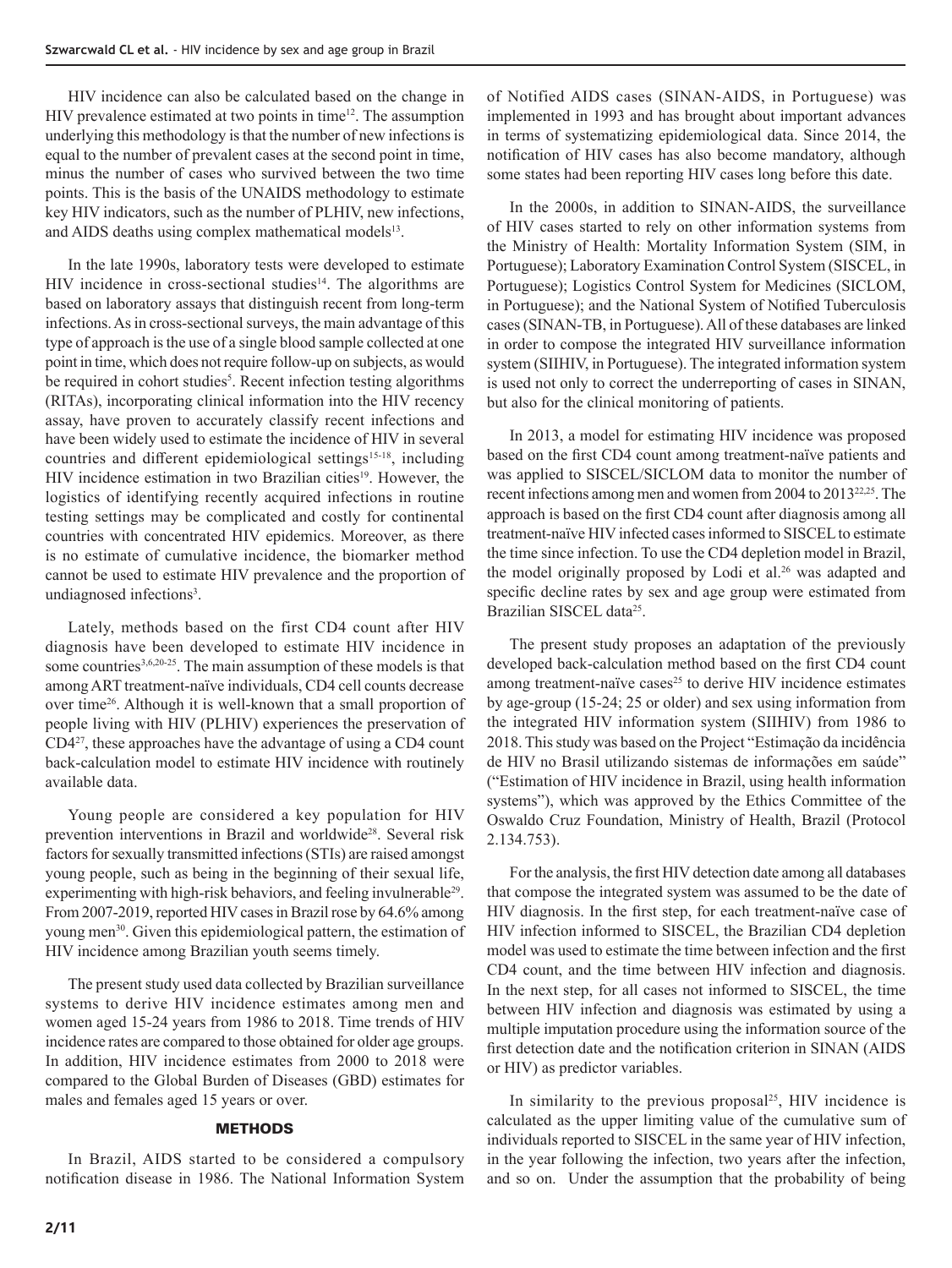HIV incidence can also be calculated based on the change in HIV prevalence estimated at two points in time[12]. The assumption underlying this methodology is that the number of new infections is equal to the number of prevalent cases at the second point in time, minus the number of cases who survived between the two time points. This is the basis of the UNAIDS methodology to estimate key HIV indicators, such as the number of PLHIV, new infections, and AIDS deaths using complex mathematical models[13].

In the late 1990s, laboratory tests were developed to estimate HIV incidence in cross-sectional studies[14]. The algorithms are based on laboratory assays that distinguish recent from long-term infections. As in cross-sectional surveys, the main advantage of this type of approach is the use of a single blood sample collected at one point in time, which does not require follow-up on subjects, as would be required in cohort studies[5]. Recent infection testing algorithms (RITAs), incorporating clinical information into the HIV recency assay, have proven to accurately classify recent infections and have been widely used to estimate the incidence of HIV in several countries and different epidemiological settings[15-18], including HIV incidence estimation in two Brazilian cities[19]. However, the logistics of identifying recently acquired infections in routine testing settings may be complicated and costly for continental countries with concentrated HIV epidemics. Moreover, as there is no estimate of cumulative incidence, the biomarker method cannot be used to estimate HIV prevalence and the proportion of undiagnosed infections[3].

Lately, methods based on the first CD4 count after HIV diagnosis have been developed to estimate HIV incidence in some countries[3,6,20-25]. The main assumption of these models is that among ART treatment-naïve individuals, CD4 cell counts decrease over time[26]. Although it is well-known that a small proportion of people living with HIV (PLHIV) experiences the preservation of CD4[27], these approaches have the advantage of using a CD4 count back-calculation model to estimate HIV incidence with routinely available data.

Young people are considered a key population for HIV prevention interventions in Brazil and worldwide[28]. Several risk factors for sexually transmitted infections (STIs) are raised amongst young people, such as being in the beginning of their sexual life, experimenting with high-risk behaviors, and feeling invulnerable[29]. From 2007-2019, reported HIV cases in Brazil rose by 64.6% among young men[30]. Given this epidemiological pattern, the estimation of HIV incidence among Brazilian youth seems timely.

The present study used data collected by Brazilian surveillance systems to derive HIV incidence estimates among men and women aged 15-24 years from 1986 to 2018. Time trends of HIV incidence rates are compared to those obtained for older age groups. In addition, HIV incidence estimates from 2000 to 2018 were compared to the Global Burden of Diseases (GBD) estimates for males and females aged 15 years or over.

## METHODS

In Brazil, AIDS started to be considered a compulsory notification disease in 1986. The National Information System of Notified AIDS cases (SINAN-AIDS, in Portuguese) was implemented in 1993 and has brought about important advances in terms of systematizing epidemiological data. Since 2014, the notification of HIV cases has also become mandatory, although some states had been reporting HIV cases long before this date.

In the 2000s, in addition to SINAN-AIDS, the surveillance of HIV cases started to rely on other information systems from the Ministry of Health: Mortality Information System (SIM, in Portuguese); Laboratory Examination Control System (SISCEL, in Portuguese); Logistics Control System for Medicines (SICLOM, in Portuguese); and the National System of Notified Tuberculosis cases (SINAN-TB, in Portuguese). All of these databases are linked in order to compose the integrated HIV surveillance information system (SIIHIV, in Portuguese). The integrated information system is used not only to correct the underreporting of cases in SINAN, but also for the clinical monitoring of patients.

In 2013, a model for estimating HIV incidence was proposed based on the first CD4 count among treatment-naïve patients and was applied to SISCEL/SICLOM data to monitor the number of recent infections among men and women from 2004 to 2013[22,25]. The approach is based on the first CD4 count after diagnosis among all treatment-naïve HIV infected cases informed to SISCEL to estimate the time since infection. To use the CD4 depletion model in Brazil, the model originally proposed by Lodi et al.[26] was adapted and specific decline rates by sex and age group were estimated from Brazilian SISCEL data[25].

The present study proposes an adaptation of the previously developed back-calculation method based on the first CD4 count among treatment-naïve cases[25] to derive HIV incidence estimates by age-group (15-24; 25 or older) and sex using information from the integrated HIV information system (SIIHIV) from 1986 to 2018. This study was based on the Project "Estimação da incidência de HIV no Brasil utilizando sistemas de informações em saúde" ("Estimation of HIV incidence in Brazil, using health information systems"), which was approved by the Ethics Committee of the Oswaldo Cruz Foundation, Ministry of Health, Brazil (Protocol 2.134.753).

For the analysis, the first HIV detection date among all databases that compose the integrated system was assumed to be the date of HIV diagnosis. In the first step, for each treatment-naïve case of HIV infection informed to SISCEL, the Brazilian CD4 depletion model was used to estimate the time between infection and the first CD4 count, and the time between HIV infection and diagnosis. In the next step, for all cases not informed to SISCEL, the time between HIV infection and diagnosis was estimated by using a multiple imputation procedure using the information source of the first detection date and the notification criterion in SINAN (AIDS or HIV) as predictor variables.

In similarity to the previous proposal[25], HIV incidence is calculated as the upper limiting value of the cumulative sum of individuals reported to SISCEL in the same year of HIV infection, in the year following the infection, two years after the infection, and so on. Under the assumption that the probability of being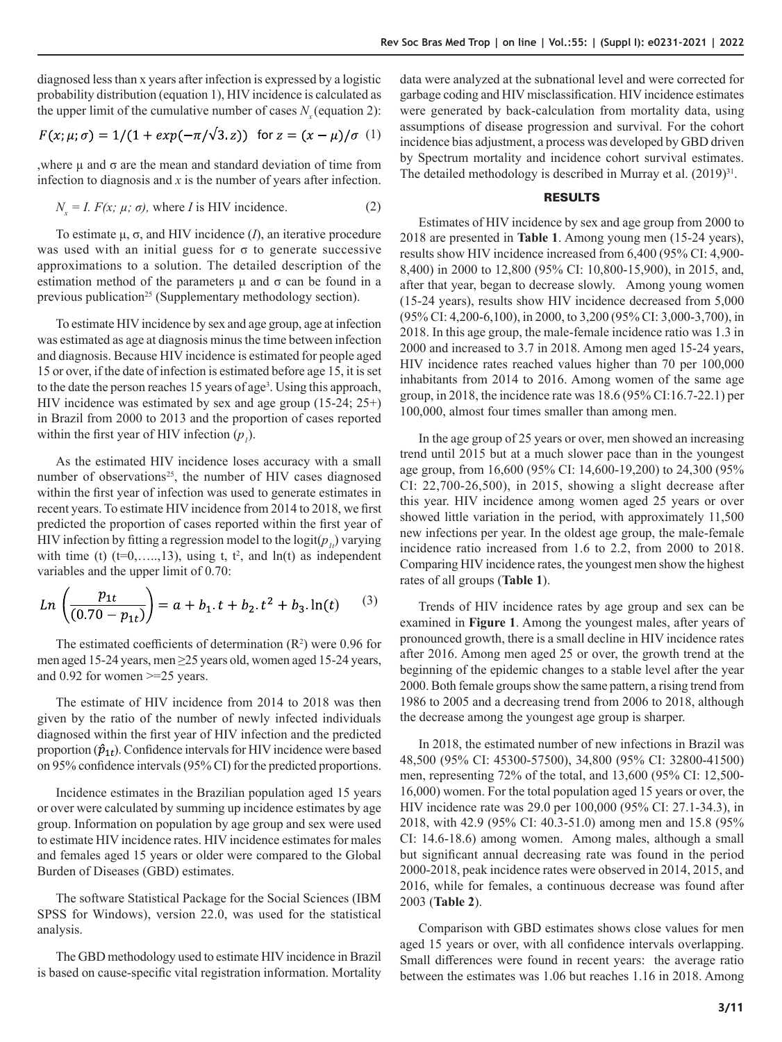diagnosed less than x years after infection is expressed by a logistic probability distribution (equation 1), HIV incidence is calculated as the upper limit of the cumulative number of cases $N_x$ (equation 2):

$$F(x;\mu;\sigma) = 1/(1 + exp(-\pi/\sqrt{3}.z)) \quad \text{for } z = (x - \mu)/\sigma \quad (1)$$

,where μ and σ are the mean and standard deviation of time from infection to diagnosis and *x* is the number of years after infection.

$$N_x = I.\ F(x;\ \mu;\ \sigma), \text{ where } I \text{ is HIV incidence.} \quad (2)$$

To estimate μ, σ, and HIV incidence (*I*), an iterative procedure was used with an initial guess for σ to generate successive approximations to a solution. The detailed description of the estimation method of the parameters μ and σ can be found in a previous publication[25] (Supplementary methodology section).

To estimate HIV incidence by sex and age group, age at infection was estimated as age at diagnosis minus the time between infection and diagnosis. Because HIV incidence is estimated for people aged 15 or over, if the date of infection is estimated before age 15, it is set to the date the person reaches 15 years of age[3]. Using this approach, HIV incidence was estimated by sex and age group (15-24; 25+) in Brazil from 2000 to 2013 and the proportion of cases reported within the first year of HIV infection ($p_1$).

As the estimated HIV incidence loses accuracy with a small number of observations[25], the number of HIV cases diagnosed within the first year of infection was used to generate estimates in recent years. To estimate HIV incidence from 2014 to 2018, we first predicted the proportion of cases reported within the first year of HIV infection by fitting a regression model to the logit($p_{1t}$) varying with time (t) (t=0,…..,13), using t, $t^2$, and ln(t) as independent variables and the upper limit of 0.70:

$$Ln\left(\frac{p_{1t}}{(0.70 - p_{1t})}\right) = a + b_1.t + b_2.t^2 + b_3.\ln(t) \quad (3)$$

The estimated coefficients of determination ($R^2$) were 0.96 for men aged 15-24 years, men ≥25 years old, women aged 15-24 years, and 0.92 for women >=25 years.

The estimate of HIV incidence from 2014 to 2018 was then given by the ratio of the number of newly infected individuals diagnosed within the first year of HIV infection and the predicted proportion ($\hat{p}_{1t}$). Confidence intervals for HIV incidence were based on 95% confidence intervals (95% CI) for the predicted proportions.

Incidence estimates in the Brazilian population aged 15 years or over were calculated by summing up incidence estimates by age group. Information on population by age group and sex were used to estimate HIV incidence rates. HIV incidence estimates for males and females aged 15 years or older were compared to the Global Burden of Diseases (GBD) estimates.

The software Statistical Package for the Social Sciences (IBM SPSS for Windows), version 22.0, was used for the statistical analysis.

The GBD methodology used to estimate HIV incidence in Brazil is based on cause-specific vital registration information. Mortality data were analyzed at the subnational level and were corrected for garbage coding and HIV misclassification. HIV incidence estimates were generated by back-calculation from mortality data, using assumptions of disease progression and survival. For the cohort incidence bias adjustment, a process was developed by GBD driven by Spectrum mortality and incidence cohort survival estimates. The detailed methodology is described in Murray et al. (2019)[31].

## RESULTS

Estimates of HIV incidence by sex and age group from 2000 to 2018 are presented in **Table 1**. Among young men (15-24 years), results show HIV incidence increased from 6,400 (95% CI: 4,900-8,400) in 2000 to 12,800 (95% CI: 10,800-15,900), in 2015, and, after that year, began to decrease slowly. Among young women (15-24 years), results show HIV incidence decreased from 5,000 (95% CI: 4,200-6,100), in 2000, to 3,200 (95% CI: 3,000-3,700), in 2018. In this age group, the male-female incidence ratio was 1.3 in 2000 and increased to 3.7 in 2018. Among men aged 15-24 years, HIV incidence rates reached values higher than 70 per 100,000 inhabitants from 2014 to 2016. Among women of the same age group, in 2018, the incidence rate was 18.6 (95% CI:16.7-22.1) per 100,000, almost four times smaller than among men.

In the age group of 25 years or over, men showed an increasing trend until 2015 but at a much slower pace than in the youngest age group, from 16,600 (95% CI: 14,600-19,200) to 24,300 (95% CI: 22,700-26,500), in 2015, showing a slight decrease after this year. HIV incidence among women aged 25 years or over showed little variation in the period, with approximately 11,500 new infections per year. In the oldest age group, the male-female incidence ratio increased from 1.6 to 2.2, from 2000 to 2018. Comparing HIV incidence rates, the youngest men show the highest rates of all groups (**Table 1**).

Trends of HIV incidence rates by age group and sex can be examined in **Figure 1**. Among the youngest males, after years of pronounced growth, there is a small decline in HIV incidence rates after 2016. Among men aged 25 or over, the growth trend at the beginning of the epidemic changes to a stable level after the year 2000. Both female groups show the same pattern, a rising trend from 1986 to 2005 and a decreasing trend from 2006 to 2018, although the decrease among the youngest age group is sharper.

In 2018, the estimated number of new infections in Brazil was 48,500 (95% CI: 45300-57500), 34,800 (95% CI: 32800-41500) men, representing 72% of the total, and 13,600 (95% CI: 12,500-16,000) women. For the total population aged 15 years or over, the HIV incidence rate was 29.0 per 100,000 (95% CI: 27.1-34.3), in 2018, with 42.9 (95% CI: 40.3-51.0) among men and 15.8 (95% CI: 14.6-18.6) among women. Among males, although a small but significant annual decreasing rate was found in the period 2000-2018, peak incidence rates were observed in 2014, 2015, and 2016, while for females, a continuous decrease was found after 2003 (**Table 2**).

Comparison with GBD estimates shows close values for men aged 15 years or over, with all confidence intervals overlapping. Small differences were found in recent years: the average ratio between the estimates was 1.06 but reaches 1.16 in 2018. Among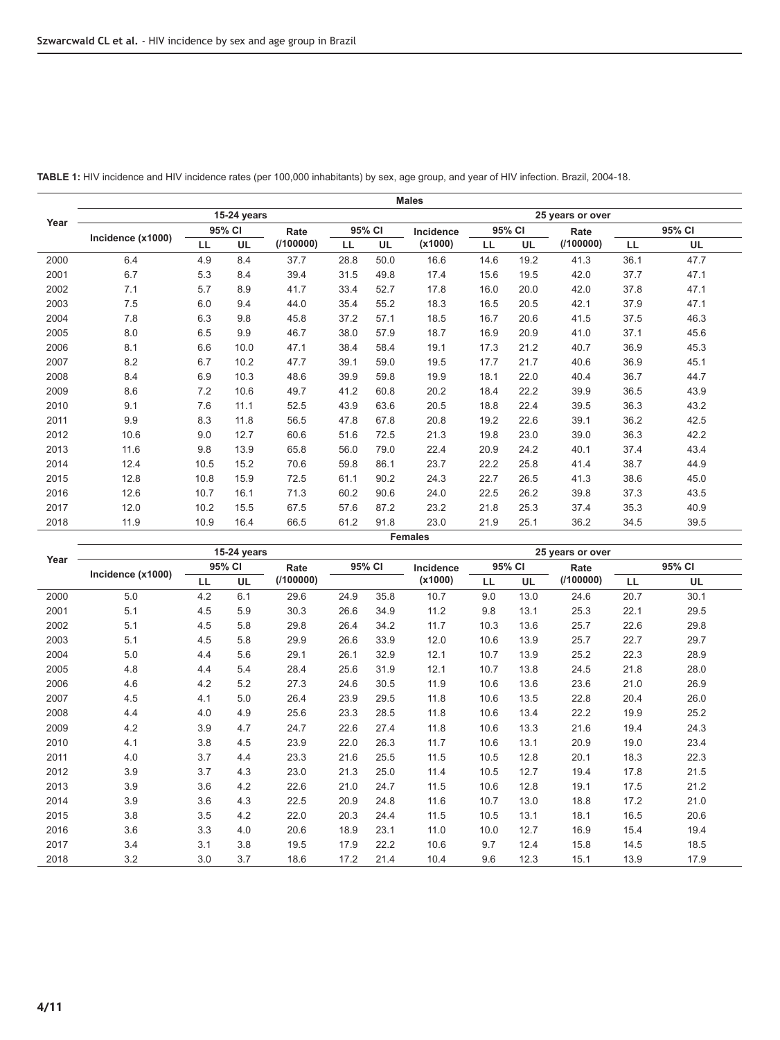**TABLE 1:** HIV incidence and HIV incidence rates (per 100,000 inhabitants) by sex, age group, and year of HIV infection. Brazil, 2004-18.

| Year | Males | | | | | | | | | | | |
|---|---|---|---|---|---|---|---|---|---|---|---|---|
| | 15-24 years | | | | | | 25 years or over | | | | | |
| | Incidence (x1000) | 95% CI | | Rate (/100000) | 95% CI | | Incidence (x1000) | 95% CI | | Rate (/100000) | 95% CI | |
| | | LL | UL | | LL | UL | | LL | UL | | LL | UL |
| 2000 | 6.4 | 4.9 | 8.4 | 37.7 | 28.8 | 50.0 | 16.6 | 14.6 | 19.2 | 41.3 | 36.1 | 47.7 |
| 2001 | 6.7 | 5.3 | 8.4 | 39.4 | 31.5 | 49.8 | 17.4 | 15.6 | 19.5 | 42.0 | 37.7 | 47.1 |
| 2002 | 7.1 | 5.7 | 8.9 | 41.7 | 33.4 | 52.7 | 17.8 | 16.0 | 20.0 | 42.0 | 37.8 | 47.1 |
| 2003 | 7.5 | 6.0 | 9.4 | 44.0 | 35.4 | 55.2 | 18.3 | 16.5 | 20.5 | 42.1 | 37.9 | 47.1 |
| 2004 | 7.8 | 6.3 | 9.8 | 45.8 | 37.2 | 57.1 | 18.5 | 16.7 | 20.6 | 41.5 | 37.5 | 46.3 |
| 2005 | 8.0 | 6.5 | 9.9 | 46.7 | 38.0 | 57.9 | 18.7 | 16.9 | 20.9 | 41.0 | 37.1 | 45.6 |
| 2006 | 8.1 | 6.6 | 10.0 | 47.1 | 38.4 | 58.4 | 19.1 | 17.3 | 21.2 | 40.7 | 36.9 | 45.3 |
| 2007 | 8.2 | 6.7 | 10.2 | 47.7 | 39.1 | 59.0 | 19.5 | 17.7 | 21.7 | 40.6 | 36.9 | 45.1 |
| 2008 | 8.4 | 6.9 | 10.3 | 48.6 | 39.9 | 59.8 | 19.9 | 18.1 | 22.0 | 40.4 | 36.7 | 44.7 |
| 2009 | 8.6 | 7.2 | 10.6 | 49.7 | 41.2 | 60.8 | 20.2 | 18.4 | 22.2 | 39.9 | 36.5 | 43.9 |
| 2010 | 9.1 | 7.6 | 11.1 | 52.5 | 43.9 | 63.6 | 20.5 | 18.8 | 22.4 | 39.5 | 36.3 | 43.2 |
| 2011 | 9.9 | 8.3 | 11.8 | 56.5 | 47.8 | 67.8 | 20.8 | 19.2 | 22.6 | 39.1 | 36.2 | 42.5 |
| 2012 | 10.6 | 9.0 | 12.7 | 60.6 | 51.6 | 72.5 | 21.3 | 19.8 | 23.0 | 39.0 | 36.3 | 42.2 |
| 2013 | 11.6 | 9.8 | 13.9 | 65.8 | 56.0 | 79.0 | 22.4 | 20.9 | 24.2 | 40.1 | 37.4 | 43.4 |
| 2014 | 12.4 | 10.5 | 15.2 | 70.6 | 59.8 | 86.1 | 23.7 | 22.2 | 25.8 | 41.4 | 38.7 | 44.9 |
| 2015 | 12.8 | 10.8 | 15.9 | 72.5 | 61.1 | 90.2 | 24.3 | 22.7 | 26.5 | 41.3 | 38.6 | 45.0 |
| 2016 | 12.6 | 10.7 | 16.1 | 71.3 | 60.2 | 90.6 | 24.0 | 22.5 | 26.2 | 39.8 | 37.3 | 43.5 |
| 2017 | 12.0 | 10.2 | 15.5 | 67.5 | 57.6 | 87.2 | 23.2 | 21.8 | 25.3 | 37.4 | 35.3 | 40.9 |
| 2018 | 11.9 | 10.9 | 16.4 | 66.5 | 61.2 | 91.8 | 23.0 | 21.9 | 25.1 | 36.2 | 34.5 | 39.5 |

| Year | Females | | | | | | | | | | | |
|---|---|---|---|---|---|---|---|---|---|---|---|---|
| | 15-24 years | | | | | | 25 years or over | | | | | |
| | Incidence (x1000) | 95% CI | | Rate (/100000) | 95% CI | | Incidence (x1000) | 95% CI | | Rate (/100000) | 95% CI | |
| | | LL | UL | | | | | LL | UL | | LL | UL |
| 2000 | 5.0 | 4.2 | 6.1 | 29.6 | 24.9 | 35.8 | 10.7 | 9.0 | 13.0 | 24.6 | 20.7 | 30.1 |
| 2001 | 5.1 | 4.5 | 5.9 | 30.3 | 26.6 | 34.9 | 11.2 | 9.8 | 13.1 | 25.3 | 22.1 | 29.5 |
| 2002 | 5.1 | 4.5 | 5.8 | 29.8 | 26.4 | 34.2 | 11.7 | 10.3 | 13.6 | 25.7 | 22.6 | 29.8 |
| 2003 | 5.1 | 4.5 | 5.8 | 29.9 | 26.6 | 33.9 | 12.0 | 10.6 | 13.9 | 25.7 | 22.7 | 29.7 |
| 2004 | 5.0 | 4.4 | 5.6 | 29.1 | 26.1 | 32.9 | 12.1 | 10.7 | 13.9 | 25.2 | 22.3 | 28.9 |
| 2005 | 4.8 | 4.4 | 5.4 | 28.4 | 25.6 | 31.9 | 12.1 | 10.7 | 13.8 | 24.5 | 21.8 | 28.0 |
| 2006 | 4.6 | 4.2 | 5.2 | 27.3 | 24.6 | 30.5 | 11.9 | 10.6 | 13.6 | 23.6 | 21.0 | 26.9 |
| 2007 | 4.5 | 4.1 | 5.0 | 26.4 | 23.9 | 29.5 | 11.8 | 10.6 | 13.5 | 22.8 | 20.4 | 26.0 |
| 2008 | 4.4 | 4.0 | 4.9 | 25.6 | 23.3 | 28.5 | 11.8 | 10.6 | 13.4 | 22.2 | 19.9 | 25.2 |
| 2009 | 4.2 | 3.9 | 4.7 | 24.7 | 22.6 | 27.4 | 11.8 | 10.6 | 13.3 | 21.6 | 19.4 | 24.3 |
| 2010 | 4.1 | 3.8 | 4.5 | 23.9 | 22.0 | 26.3 | 11.7 | 10.6 | 13.1 | 20.9 | 19.0 | 23.4 |
| 2011 | 4.0 | 3.7 | 4.4 | 23.3 | 21.6 | 25.5 | 11.5 | 10.5 | 12.8 | 20.1 | 18.3 | 22.3 |
| 2012 | 3.9 | 3.7 | 4.3 | 23.0 | 21.3 | 25.0 | 11.4 | 10.5 | 12.7 | 19.4 | 17.8 | 21.5 |
| 2013 | 3.9 | 3.6 | 4.2 | 22.6 | 21.0 | 24.7 | 11.5 | 10.6 | 12.8 | 19.1 | 17.5 | 21.2 |
| 2014 | 3.9 | 3.6 | 4.3 | 22.5 | 20.9 | 24.8 | 11.6 | 10.7 | 13.0 | 18.8 | 17.2 | 21.0 |
| 2015 | 3.8 | 3.5 | 4.2 | 22.0 | 20.3 | 24.4 | 11.5 | 10.5 | 13.1 | 18.1 | 16.5 | 20.6 |
| 2016 | 3.6 | 3.3 | 4.0 | 20.6 | 18.9 | 23.1 | 11.0 | 10.0 | 12.7 | 16.9 | 15.4 | 19.4 |
| 2017 | 3.4 | 3.1 | 3.8 | 19.5 | 17.9 | 22.2 | 10.6 | 9.7 | 12.4 | 15.8 | 14.5 | 18.5 |
| 2018 | 3.2 | 3.0 | 3.7 | 18.6 | 17.2 | 21.4 | 10.4 | 9.6 | 12.3 | 15.1 | 13.9 | 17.9 |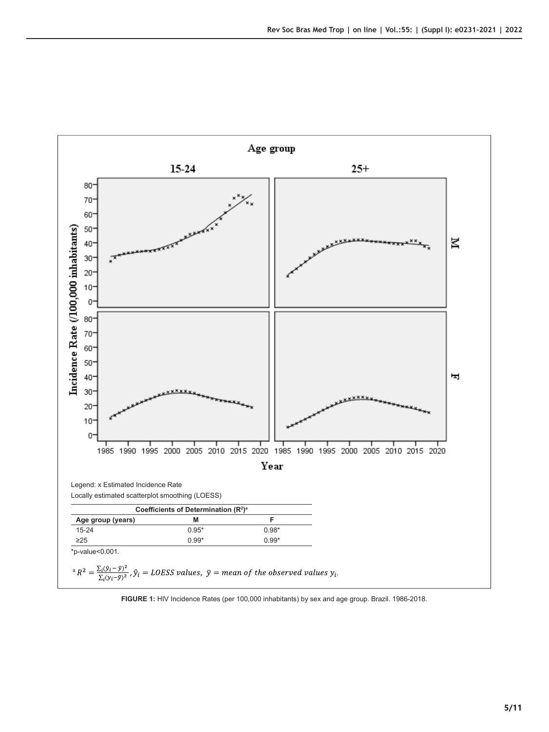Legend: x Estimated Incidence Rate

Locally estimated scatterplot smoothing (LOESS)

| Coefficients of Determination ($R^2$)[a] | | |
|---|---|---|
| Age group (years) | M | F |
| 15-24 | 0.95* | 0.98* |
| ≥25 | 0.99* | 0.99* |

*p-value<0.001.

[a] $R^2 = \frac{\sum_i (\hat{y}_i - \bar{y})^2}{\sum_i (y_i - \bar{y})^2}$, $\hat{y}_i = LOESS\ values,\ \bar{y} = mean\ of\ the\ observed\ values\ y_i.$

**FIGURE 1:** HIV Incidence Rates (per 100,000 inhabitants) by sex and age group. Brazil. 1986-2018.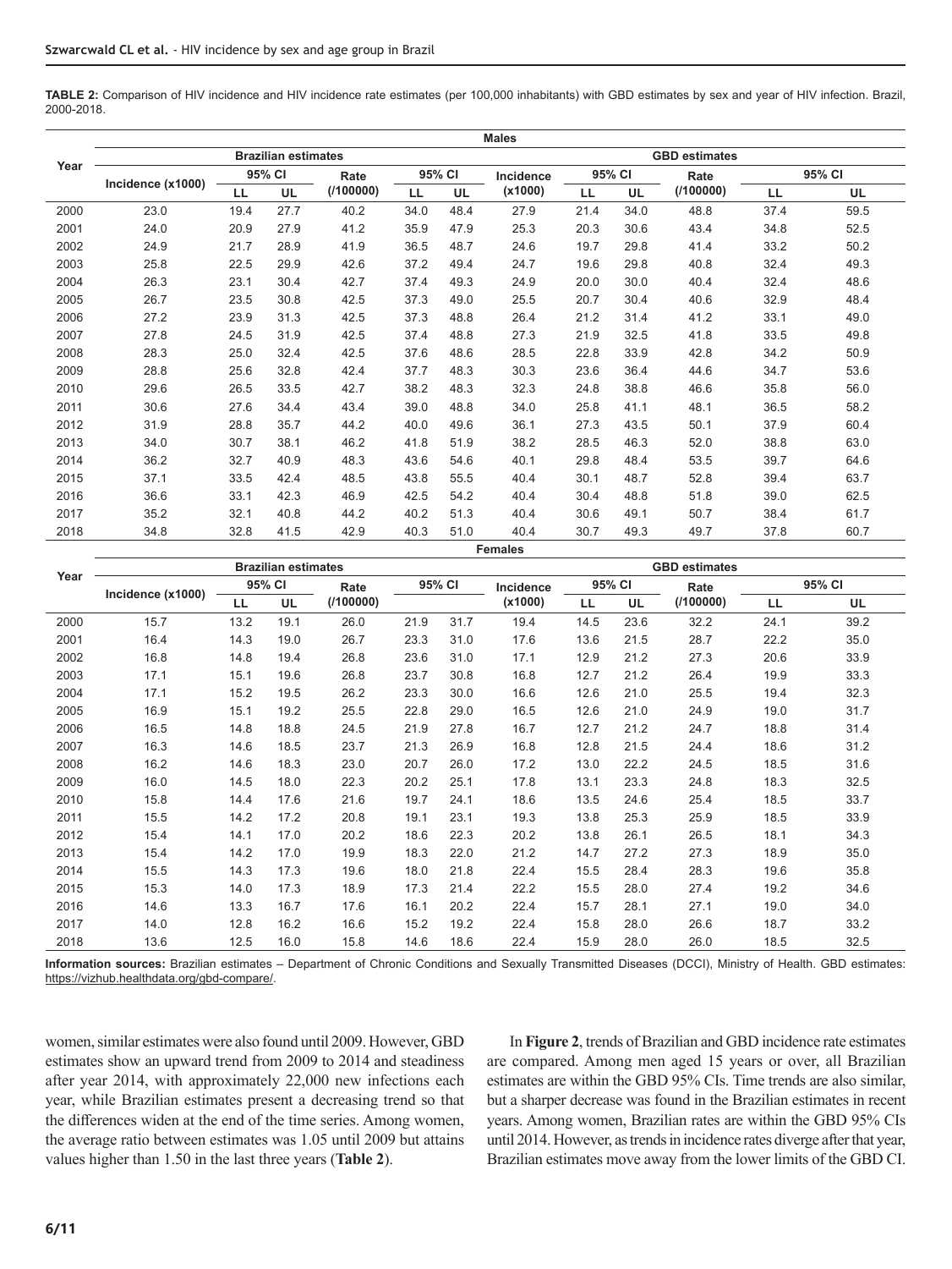**TABLE 2:** Comparison of HIV incidence and HIV incidence rate estimates (per 100,000 inhabitants) with GBD estimates by sex and year of HIV infection. Brazil, 2000-2018.

| Year | Males | | | | | | | | | | | |
|---|---|---|---|---|---|---|---|---|---|---|---|---|
| | Brazilian estimates | | | | | | GBD estimates | | | | | |
| | Incidence (x1000) | 95% CI | | Rate (/100000) | 95% CI | | Incidence (x1000) | 95% CI | | Rate (/100000) | 95% CI | |
| | | LL | UL | | LL | UL | | LL | UL | | LL | UL |
| 2000 | 23.0 | 19.4 | 27.7 | 40.2 | 34.0 | 48.4 | 27.9 | 21.4 | 34.0 | 48.8 | 37.4 | 59.5 |
| 2001 | 24.0 | 20.9 | 27.9 | 41.2 | 35.9 | 47.9 | 25.3 | 20.3 | 30.6 | 43.4 | 34.8 | 52.5 |
| 2002 | 24.9 | 21.7 | 28.9 | 41.9 | 36.5 | 48.7 | 24.6 | 19.7 | 29.8 | 41.4 | 33.2 | 50.2 |
| 2003 | 25.8 | 22.5 | 29.9 | 42.6 | 37.2 | 49.4 | 24.7 | 19.6 | 29.8 | 40.8 | 32.4 | 49.3 |
| 2004 | 26.3 | 23.1 | 30.4 | 42.7 | 37.4 | 49.3 | 24.9 | 20.0 | 30.0 | 40.4 | 32.4 | 48.6 |
| 2005 | 26.7 | 23.5 | 30.8 | 42.5 | 37.3 | 49.0 | 25.5 | 20.7 | 30.4 | 40.6 | 32.9 | 48.4 |
| 2006 | 27.2 | 23.9 | 31.3 | 42.5 | 37.3 | 48.8 | 26.4 | 21.2 | 31.4 | 41.2 | 33.1 | 49.0 |
| 2007 | 27.8 | 24.5 | 31.9 | 42.5 | 37.4 | 48.8 | 27.3 | 21.9 | 32.5 | 41.8 | 33.5 | 49.8 |
| 2008 | 28.3 | 25.0 | 32.4 | 42.5 | 37.6 | 48.6 | 28.5 | 22.8 | 33.9 | 42.8 | 34.2 | 50.9 |
| 2009 | 28.8 | 25.6 | 32.8 | 42.4 | 37.7 | 48.3 | 30.3 | 23.6 | 36.4 | 44.6 | 34.7 | 53.6 |
| 2010 | 29.6 | 26.5 | 33.5 | 42.7 | 38.2 | 48.3 | 32.3 | 24.8 | 38.8 | 46.6 | 35.8 | 56.0 |
| 2011 | 30.6 | 27.6 | 34.4 | 43.4 | 39.0 | 48.8 | 34.0 | 25.8 | 41.1 | 48.1 | 36.5 | 58.2 |
| 2012 | 31.9 | 28.8 | 35.7 | 44.2 | 40.0 | 49.6 | 36.1 | 27.3 | 43.5 | 50.1 | 37.9 | 60.4 |
| 2013 | 34.0 | 30.7 | 38.1 | 46.2 | 41.8 | 51.9 | 38.2 | 28.5 | 46.3 | 52.0 | 38.8 | 63.0 |
| 2014 | 36.2 | 32.7 | 40.9 | 48.3 | 43.6 | 54.6 | 40.1 | 29.8 | 48.4 | 53.5 | 39.7 | 64.6 |
| 2015 | 37.1 | 33.5 | 42.4 | 48.5 | 43.8 | 55.5 | 40.4 | 30.1 | 48.7 | 52.8 | 39.4 | 63.7 |
| 2016 | 36.6 | 33.1 | 42.3 | 46.9 | 42.5 | 54.2 | 40.4 | 30.4 | 48.8 | 51.8 | 39.0 | 62.5 |
| 2017 | 35.2 | 32.1 | 40.8 | 44.2 | 40.2 | 51.3 | 40.4 | 30.6 | 49.1 | 50.7 | 38.4 | 61.7 |
| 2018 | 34.8 | 32.8 | 41.5 | 42.9 | 40.3 | 51.0 | 40.4 | 30.7 | 49.3 | 49.7 | 37.8 | 60.7 |

| Year | Females | | | | | | | | | | | |
|---|---|---|---|---|---|---|---|---|---|---|---|---|
| | Brazilian estimates | | | | | | GBD estimates | | | | | |
| | Incidence (x1000) | 95% CI | | Rate (/100000) | 95% CI | | Incidence (x1000) | 95% CI | | Rate (/100000) | 95% CI | |
| | | LL | UL | | | | | LL | UL | | LL | UL |
| 2000 | 15.7 | 13.2 | 19.1 | 26.0 | 21.9 | 31.7 | 19.4 | 14.5 | 23.6 | 32.2 | 24.1 | 39.2 |
| 2001 | 16.4 | 14.3 | 19.0 | 26.7 | 23.3 | 31.0 | 17.6 | 13.6 | 21.5 | 28.7 | 22.2 | 35.0 |
| 2002 | 16.8 | 14.8 | 19.4 | 26.8 | 23.6 | 31.0 | 17.1 | 12.9 | 21.2 | 27.3 | 20.6 | 33.9 |
| 2003 | 17.1 | 15.1 | 19.6 | 26.8 | 23.7 | 30.8 | 16.8 | 12.7 | 21.2 | 26.4 | 19.9 | 33.3 |
| 2004 | 17.1 | 15.2 | 19.5 | 26.2 | 23.3 | 30.0 | 16.6 | 12.6 | 21.0 | 25.5 | 19.4 | 32.3 |
| 2005 | 16.9 | 15.1 | 19.2 | 25.5 | 22.8 | 29.0 | 16.5 | 12.6 | 21.0 | 24.9 | 19.0 | 31.7 |
| 2006 | 16.5 | 14.8 | 18.8 | 24.5 | 21.9 | 27.8 | 16.7 | 12.7 | 21.2 | 24.7 | 18.8 | 31.4 |
| 2007 | 16.3 | 14.6 | 18.5 | 23.7 | 21.3 | 26.9 | 16.8 | 12.8 | 21.5 | 24.4 | 18.6 | 31.2 |
| 2008 | 16.2 | 14.6 | 18.3 | 23.0 | 20.7 | 26.0 | 17.2 | 13.0 | 22.2 | 24.5 | 18.5 | 31.6 |
| 2009 | 16.0 | 14.5 | 18.0 | 22.3 | 20.2 | 25.1 | 17.8 | 13.1 | 23.3 | 24.8 | 18.3 | 32.5 |
| 2010 | 15.8 | 14.4 | 17.6 | 21.6 | 19.7 | 24.1 | 18.6 | 13.5 | 24.6 | 25.4 | 18.5 | 33.7 |
| 2011 | 15.5 | 14.2 | 17.2 | 20.8 | 19.1 | 23.1 | 19.3 | 13.8 | 25.3 | 25.9 | 18.5 | 33.9 |
| 2012 | 15.4 | 14.1 | 17.0 | 20.2 | 18.6 | 22.3 | 20.2 | 13.8 | 26.1 | 26.5 | 18.1 | 34.3 |
| 2013 | 15.4 | 14.2 | 17.0 | 19.9 | 18.3 | 22.0 | 21.2 | 14.7 | 27.2 | 27.3 | 18.9 | 35.0 |
| 2014 | 15.5 | 14.3 | 17.3 | 19.6 | 18.0 | 21.8 | 22.4 | 15.5 | 28.4 | 28.3 | 19.6 | 35.8 |
| 2015 | 15.3 | 14.0 | 17.3 | 18.9 | 17.3 | 21.4 | 22.2 | 15.5 | 28.0 | 27.4 | 19.2 | 34.6 |
| 2016 | 14.6 | 13.3 | 16.7 | 17.6 | 16.1 | 20.2 | 22.4 | 15.7 | 28.1 | 27.1 | 19.0 | 34.0 |
| 2017 | 14.0 | 12.8 | 16.2 | 16.6 | 15.2 | 19.2 | 22.4 | 15.8 | 28.0 | 26.6 | 18.7 | 33.2 |
| 2018 | 13.6 | 12.5 | 16.0 | 15.8 | 14.6 | 18.6 | 22.4 | 15.9 | 28.0 | 26.0 | 18.5 | 32.5 |

**Information sources:** Brazilian estimates – Department of Chronic Conditions and Sexually Transmitted Diseases (DCCI), Ministry of Health. GBD estimates: https://vizhub.healthdata.org/gbd-compare/.

women, similar estimates were also found until 2009. However, GBD estimates show an upward trend from 2009 to 2014 and steadiness after year 2014, with approximately 22,000 new infections each year, while Brazilian estimates present a decreasing trend so that the differences widen at the end of the time series. Among women, the average ratio between estimates was 1.05 until 2009 but attains values higher than 1.50 in the last three years (**Table 2**).

In **Figure 2**, trends of Brazilian and GBD incidence rate estimates are compared. Among men aged 15 years or over, all Brazilian estimates are within the GBD 95% CIs. Time trends are also similar, but a sharper decrease was found in the Brazilian estimates in recent years. Among women, Brazilian rates are within the GBD 95% CIs until 2014. However, as trends in incidence rates diverge after that year, Brazilian estimates move away from the lower limits of the GBD CI.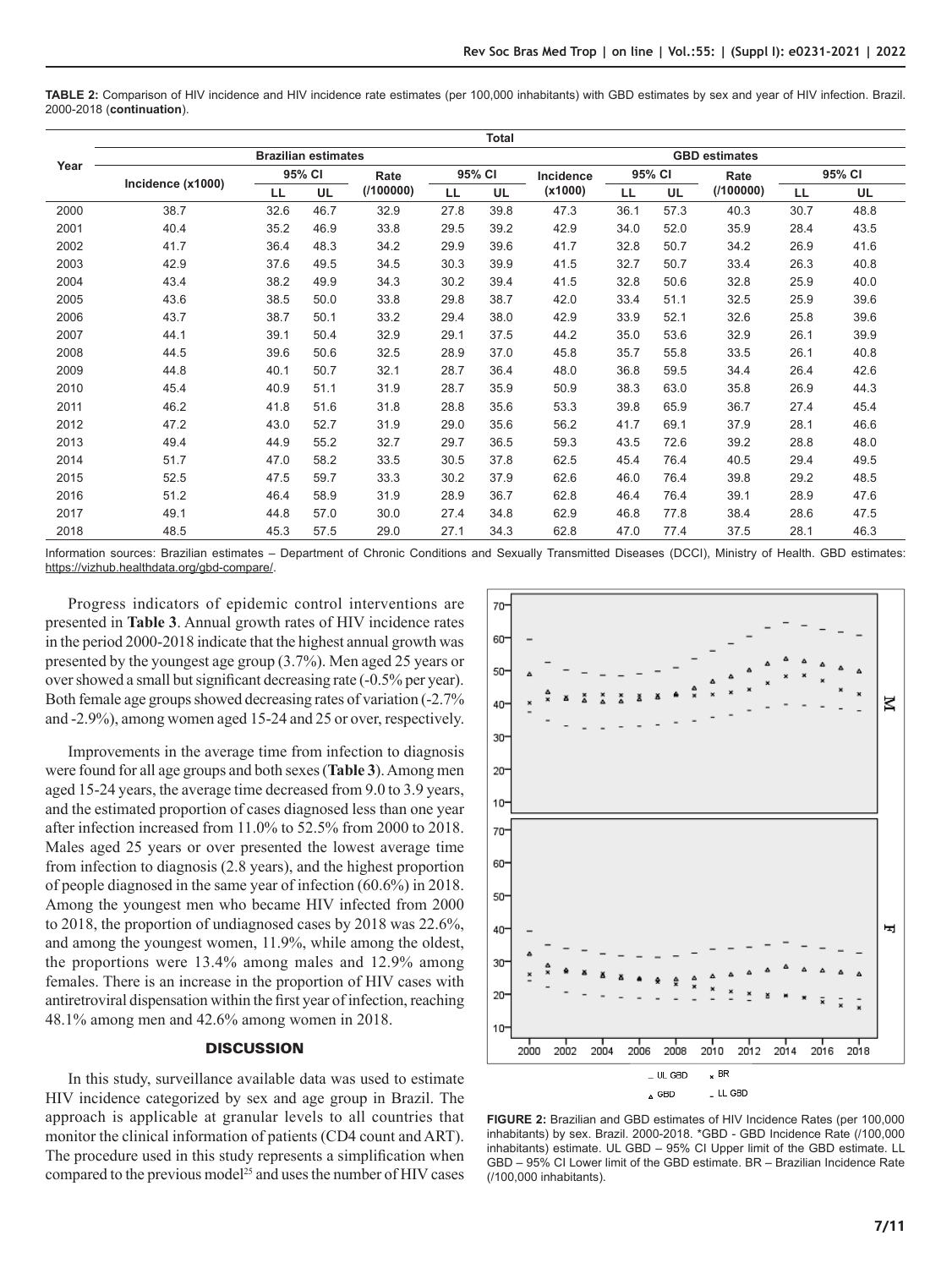**TABLE 2:** Comparison of HIV incidence and HIV incidence rate estimates (per 100,000 inhabitants) with GBD estimates by sex and year of HIV infection. Brazil. 2000-2018 (**continuation**).

| Year | Total | | | | | | | | | | | |
|---|---|---|---|---|---|---|---|---|---|---|---|---|
| | Brazilian estimates | | | | | | GBD estimates | | | | | |
| | Incidence (x1000) | 95% CI | | Rate (/100000) | 95% CI | | Incidence (x1000) | 95% CI | | Rate (/100000) | 95% CI | |
| | | LL | UL | | LL | UL | | LL | UL | | LL | UL |
| 2000 | 38.7 | 32.6 | 46.7 | 32.9 | 27.8 | 39.8 | 47.3 | 36.1 | 57.3 | 40.3 | 30.7 | 48.8 |
| 2001 | 40.4 | 35.2 | 46.9 | 33.8 | 29.5 | 39.2 | 42.9 | 34.0 | 52.0 | 35.9 | 28.4 | 43.5 |
| 2002 | 41.7 | 36.4 | 48.3 | 34.2 | 29.9 | 39.6 | 41.7 | 32.8 | 50.7 | 34.2 | 26.9 | 41.6 |
| 2003 | 42.9 | 37.6 | 49.5 | 34.5 | 30.3 | 39.9 | 41.5 | 32.7 | 50.7 | 33.4 | 26.3 | 40.8 |
| 2004 | 43.4 | 38.2 | 49.9 | 34.3 | 30.2 | 39.4 | 41.5 | 32.8 | 50.6 | 32.8 | 25.9 | 40.0 |
| 2005 | 43.6 | 38.5 | 50.0 | 33.8 | 29.8 | 38.7 | 42.0 | 33.4 | 51.1 | 32.5 | 25.9 | 39.6 |
| 2006 | 43.7 | 38.7 | 50.1 | 33.2 | 29.4 | 38.0 | 42.9 | 33.9 | 52.1 | 32.6 | 25.8 | 39.6 |
| 2007 | 44.1 | 39.1 | 50.4 | 32.9 | 29.1 | 37.5 | 44.2 | 35.0 | 53.6 | 32.9 | 26.1 | 39.9 |
| 2008 | 44.5 | 39.6 | 50.6 | 32.5 | 28.9 | 37.0 | 45.8 | 35.7 | 55.8 | 33.5 | 26.1 | 40.8 |
| 2009 | 44.8 | 40.1 | 50.7 | 32.1 | 28.7 | 36.4 | 48.0 | 36.8 | 59.5 | 34.4 | 26.4 | 42.6 |
| 2010 | 45.4 | 40.9 | 51.1 | 31.9 | 28.7 | 35.9 | 50.9 | 38.3 | 63.0 | 35.8 | 26.9 | 44.3 |
| 2011 | 46.2 | 41.8 | 51.6 | 31.8 | 28.8 | 35.6 | 53.3 | 39.8 | 65.9 | 36.7 | 27.4 | 45.4 |
| 2012 | 47.2 | 43.0 | 52.7 | 31.9 | 29.0 | 35.6 | 56.2 | 41.7 | 69.1 | 37.9 | 28.1 | 46.6 |
| 2013 | 49.4 | 44.9 | 55.2 | 32.7 | 29.7 | 36.5 | 59.3 | 43.5 | 72.6 | 39.2 | 28.8 | 48.0 |
| 2014 | 51.7 | 47.0 | 58.2 | 33.5 | 30.5 | 37.8 | 62.5 | 45.4 | 76.4 | 40.5 | 29.4 | 49.5 |
| 2015 | 52.5 | 47.5 | 59.7 | 33.3 | 30.2 | 37.9 | 62.6 | 46.0 | 76.4 | 39.8 | 29.2 | 48.5 |
| 2016 | 51.2 | 46.4 | 58.9 | 31.9 | 28.9 | 36.7 | 62.8 | 46.4 | 76.4 | 39.1 | 28.9 | 47.6 |
| 2017 | 49.1 | 44.8 | 57.0 | 30.0 | 27.4 | 34.8 | 62.9 | 46.8 | 77.8 | 38.4 | 28.6 | 47.5 |
| 2018 | 48.5 | 45.3 | 57.5 | 29.0 | 27.1 | 34.3 | 62.8 | 47.0 | 77.4 | 37.5 | 28.1 | 46.3 |

Information sources: Brazilian estimates – Department of Chronic Conditions and Sexually Transmitted Diseases (DCCI), Ministry of Health. GBD estimates: https://vizhub.healthdata.org/gbd-compare/.

Progress indicators of epidemic control interventions are presented in **Table 3**. Annual growth rates of HIV incidence rates in the period 2000-2018 indicate that the highest annual growth was presented by the youngest age group (3.7%). Men aged 25 years or over showed a small but significant decreasing rate (-0.5% per year). Both female age groups showed decreasing rates of variation (-2.7% and -2.9%), among women aged 15-24 and 25 or over, respectively.

Improvements in the average time from infection to diagnosis were found for all age groups and both sexes (**Table 3**). Among men aged 15-24 years, the average time decreased from 9.0 to 3.9 years, and the estimated proportion of cases diagnosed less than one year after infection increased from 11.0% to 52.5% from 2000 to 2018. Males aged 25 years or over presented the lowest average time from infection to diagnosis (2.8 years), and the highest proportion of people diagnosed in the same year of infection (60.6%) in 2018. Among the youngest men who became HIV infected from 2000 to 2018, the proportion of undiagnosed cases by 2018 was 22.6%, and among the youngest women, 11.9%, while among the oldest, the proportions were 13.4% among males and 12.9% among females. There is an increase in the proportion of HIV cases with antiretroviral dispensation within the first year of infection, reaching 48.1% among men and 42.6% among women in 2018.

## DISCUSSION

In this study, surveillance available data was used to estimate HIV incidence categorized by sex and age group in Brazil. The approach is applicable at granular levels to all countries that monitor the clinical information of patients (CD4 count and ART). The procedure used in this study represents a simplification when compared to the previous model[25] and uses the number of HIV cases

**FIGURE 2:** Brazilian and GBD estimates of HIV Incidence Rates (per 100,000 inhabitants) by sex. Brazil. 2000-2018. *GBD - GBD Incidence Rate (/100,000 inhabitants) estimate. UL GBD – 95% CI Upper limit of the GBD estimate. LL GBD – 95% CI Lower limit of the GBD estimate. BR – Brazilian Incidence Rate (/100,000 inhabitants).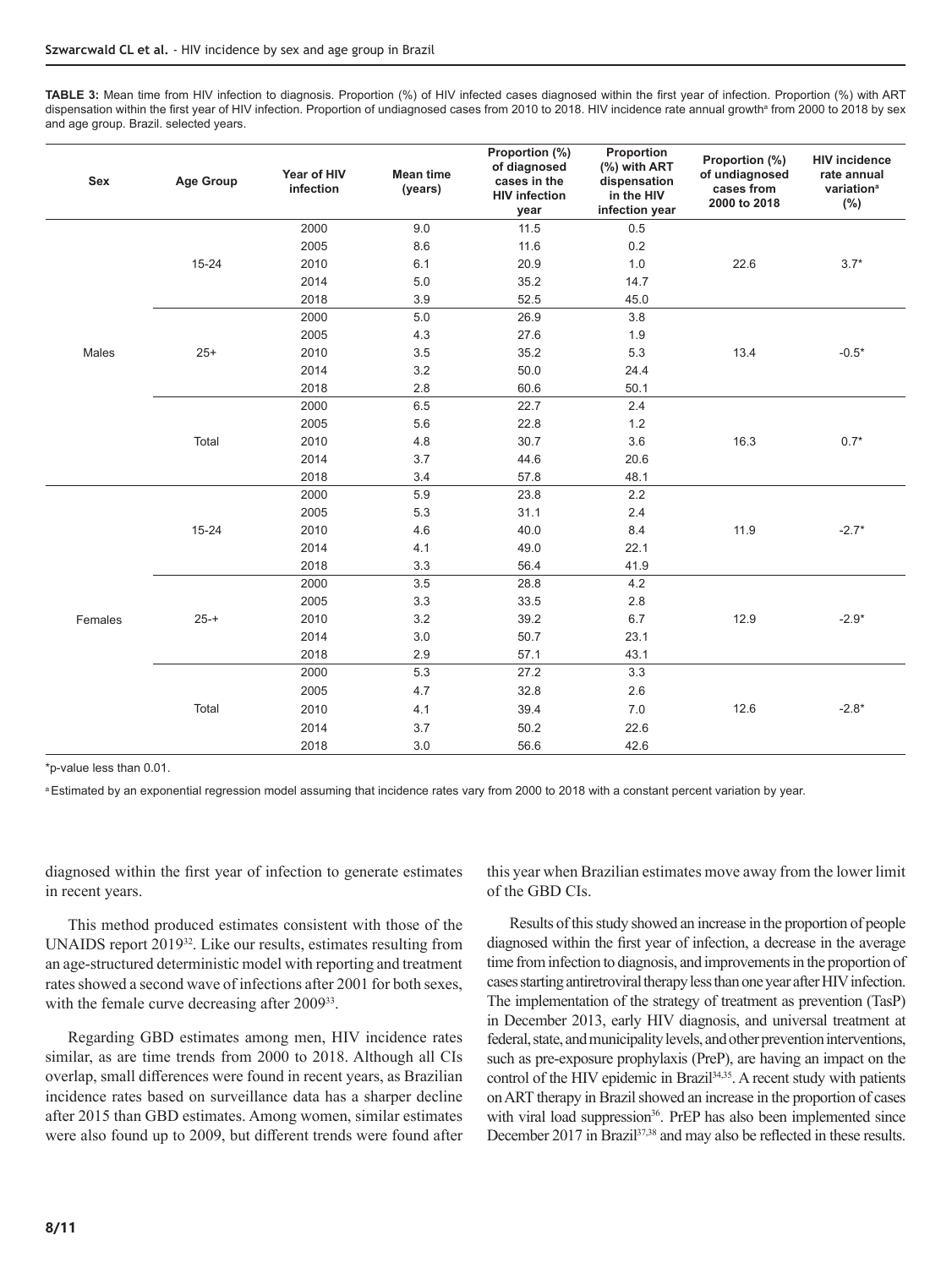**TABLE 3:** Mean time from HIV infection to diagnosis. Proportion (%) of HIV infected cases diagnosed within the first year of infection. Proportion (%) with ART dispensation within the first year of HIV infection. Proportion of undiagnosed cases from 2010 to 2018. HIV incidence rate annual growth[a] from 2000 to 2018 by sex and age group. Brazil. selected years.

| Sex | Age Group | Year of HIV infection | Mean time (years) | Proportion (%) of diagnosed cases in the HIV infection year | Proportion (%) with ART dispensation in the HIV infection year | Proportion (%) of undiagnosed cases from 2000 to 2018 | HIV incidence rate annual variation[a] (%) |
|---|---|---|---|---|---|---|---|
| Males | 15-24 | 2000 | 9.0 | 11.5 | 0.5 | 22.6 | 3.7* |
| | | 2005 | 8.6 | 11.6 | 0.2 | | |
| | | 2010 | 6.1 | 20.9 | 1.0 | | |
| | | 2014 | 5.0 | 35.2 | 14.7 | | |
| | | 2018 | 3.9 | 52.5 | 45.0 | | |
| | 25+ | 2000 | 5.0 | 26.9 | 3.8 | 13.4 | -0.5* |
| | | 2005 | 4.3 | 27.6 | 1.9 | | |
| | | 2010 | 3.5 | 35.2 | 5.3 | | |
| | | 2014 | 3.2 | 50.0 | 24.4 | | |
| | | 2018 | 2.8 | 60.6 | 50.1 | | |
| | Total | 2000 | 6.5 | 22.7 | 2.4 | 16.3 | 0.7* |
| | | 2005 | 5.6 | 22.8 | 1.2 | | |
| | | 2010 | 4.8 | 30.7 | 3.6 | | |
| | | 2014 | 3.7 | 44.6 | 20.6 | | |
| | | 2018 | 3.4 | 57.8 | 48.1 | | |
| Females | 15-24 | 2000 | 5.9 | 23.8 | 2.2 | 11.9 | -2.7* |
| | | 2005 | 5.3 | 31.1 | 2.4 | | |
| | | 2010 | 4.6 | 40.0 | 8.4 | | |
| | | 2014 | 4.1 | 49.0 | 22.1 | | |
| | | 2018 | 3.3 | 56.4 | 41.9 | | |
| | 25-+ | 2000 | 3.5 | 28.8 | 4.2 | 12.9 | -2.9* |
| | | 2005 | 3.3 | 33.5 | 2.8 | | |
| | | 2010 | 3.2 | 39.2 | 6.7 | | |
| | | 2014 | 3.0 | 50.7 | 23.1 | | |
| | | 2018 | 2.9 | 57.1 | 43.1 | | |
| | Total | 2000 | 5.3 | 27.2 | 3.3 | 12.6 | -2.8* |
| | | 2005 | 4.7 | 32.8 | 2.6 | | |
| | | 2010 | 4.1 | 39.4 | 7.0 | | |
| | | 2014 | 3.7 | 50.2 | 22.6 | | |
| | | 2018 | 3.0 | 56.6 | 42.6 | | |

*p-value less than 0.01.

[a] Estimated by an exponential regression model assuming that incidence rates vary from 2000 to 2018 with a constant percent variation by year.

diagnosed within the first year of infection to generate estimates in recent years.

This method produced estimates consistent with those of the UNAIDS report 2019[32]. Like our results, estimates resulting from an age-structured deterministic model with reporting and treatment rates showed a second wave of infections after 2001 for both sexes, with the female curve decreasing after 2009[33].

Regarding GBD estimates among men, HIV incidence rates similar, as are time trends from 2000 to 2018. Although all CIs overlap, small differences were found in recent years, as Brazilian incidence rates based on surveillance data has a sharper decline after 2015 than GBD estimates. Among women, similar estimates were also found up to 2009, but different trends were found after this year when Brazilian estimates move away from the lower limit of the GBD CIs.

Results of this study showed an increase in the proportion of people diagnosed within the first year of infection, a decrease in the average time from infection to diagnosis, and improvements in the proportion of cases starting antiretroviral therapy less than one year after HIV infection. The implementation of the strategy of treatment as prevention (TasP) in December 2013, early HIV diagnosis, and universal treatment at federal, state, and municipality levels, and other prevention interventions, such as pre-exposure prophylaxis (PreP), are having an impact on the control of the HIV epidemic in Brazil[34,35]. A recent study with patients on ART therapy in Brazil showed an increase in the proportion of cases with viral load suppression[36]. PrEP has also been implemented since December 2017 in Brazil[37,38] and may also be reflected in these results.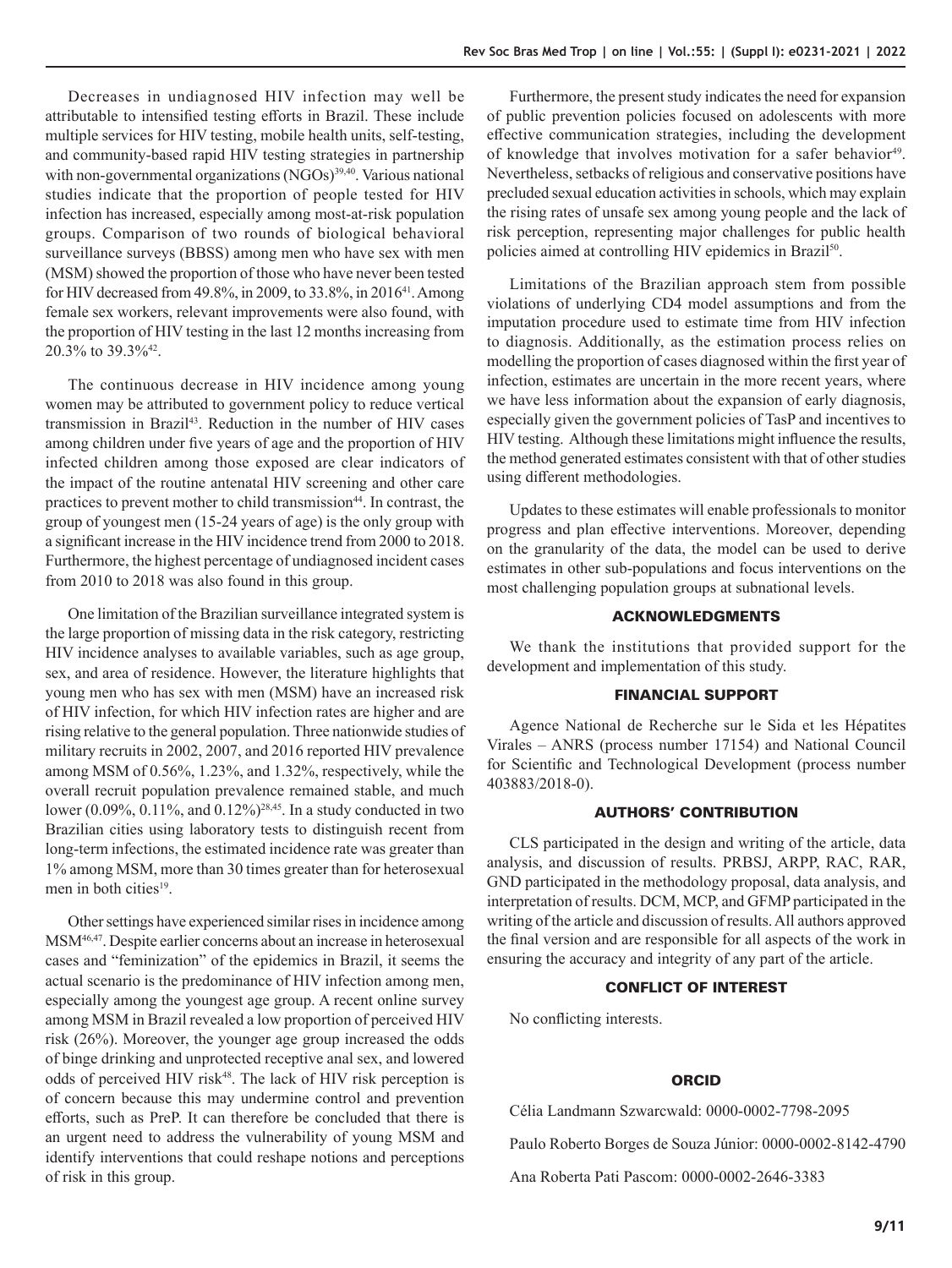Decreases in undiagnosed HIV infection may well be attributable to intensified testing efforts in Brazil. These include multiple services for HIV testing, mobile health units, self-testing, and community-based rapid HIV testing strategies in partnership with non-governmental organizations (NGOs)[39,40]. Various national studies indicate that the proportion of people tested for HIV infection has increased, especially among most-at-risk population groups. Comparison of two rounds of biological behavioral surveillance surveys (BBSS) among men who have sex with men (MSM) showed the proportion of those who have never been tested for HIV decreased from 49.8%, in 2009, to 33.8%, in 2016[41]. Among female sex workers, relevant improvements were also found, with the proportion of HIV testing in the last 12 months increasing from 20.3% to 39.3%[42].

The continuous decrease in HIV incidence among young women may be attributed to government policy to reduce vertical transmission in Brazil[43]. Reduction in the number of HIV cases among children under five years of age and the proportion of HIV infected children among those exposed are clear indicators of the impact of the routine antenatal HIV screening and other care practices to prevent mother to child transmission[44]. In contrast, the group of youngest men (15-24 years of age) is the only group with a significant increase in the HIV incidence trend from 2000 to 2018. Furthermore, the highest percentage of undiagnosed incident cases from 2010 to 2018 was also found in this group.

One limitation of the Brazilian surveillance integrated system is the large proportion of missing data in the risk category, restricting HIV incidence analyses to available variables, such as age group, sex, and area of residence. However, the literature highlights that young men who has sex with men (MSM) have an increased risk of HIV infection, for which HIV infection rates are higher and are rising relative to the general population. Three nationwide studies of military recruits in 2002, 2007, and 2016 reported HIV prevalence among MSM of 0.56%, 1.23%, and 1.32%, respectively, while the overall recruit population prevalence remained stable, and much lower (0.09%, 0.11%, and 0.12%)[28,45]. In a study conducted in two Brazilian cities using laboratory tests to distinguish recent from long-term infections, the estimated incidence rate was greater than 1% among MSM, more than 30 times greater than for heterosexual men in both cities[19].

Other settings have experienced similar rises in incidence among MSM[46,47]. Despite earlier concerns about an increase in heterosexual cases and "feminization" of the epidemics in Brazil, it seems the actual scenario is the predominance of HIV infection among men, especially among the youngest age group. A recent online survey among MSM in Brazil revealed a low proportion of perceived HIV risk (26%). Moreover, the younger age group increased the odds of binge drinking and unprotected receptive anal sex, and lowered odds of perceived HIV risk[48]. The lack of HIV risk perception is of concern because this may undermine control and prevention efforts, such as PreP. It can therefore be concluded that there is an urgent need to address the vulnerability of young MSM and identify interventions that could reshape notions and perceptions of risk in this group.

Furthermore, the present study indicates the need for expansion of public prevention policies focused on adolescents with more effective communication strategies, including the development of knowledge that involves motivation for a safer behavior[49]. Nevertheless, setbacks of religious and conservative positions have precluded sexual education activities in schools, which may explain the rising rates of unsafe sex among young people and the lack of risk perception, representing major challenges for public health policies aimed at controlling HIV epidemics in Brazil[50].

Limitations of the Brazilian approach stem from possible violations of underlying CD4 model assumptions and from the imputation procedure used to estimate time from HIV infection to diagnosis. Additionally, as the estimation process relies on modelling the proportion of cases diagnosed within the first year of infection, estimates are uncertain in the more recent years, where we have less information about the expansion of early diagnosis, especially given the government policies of TasP and incentives to HIV testing. Although these limitations might influence the results, the method generated estimates consistent with that of other studies using different methodologies.

Updates to these estimates will enable professionals to monitor progress and plan effective interventions. Moreover, depending on the granularity of the data, the model can be used to derive estimates in other sub-populations and focus interventions on the most challenging population groups at subnational levels.

## ACKNOWLEDGMENTS

We thank the institutions that provided support for the development and implementation of this study.

## FINANCIAL SUPPORT

Agence National de Recherche sur le Sida et les Hépatites Virales – ANRS (process number 17154) and National Council for Scientific and Technological Development (process number 403883/2018-0).

## AUTHORS' CONTRIBUTION

CLS participated in the design and writing of the article, data analysis, and discussion of results. PRBSJ, ARPP, RAC, RAR, GND participated in the methodology proposal, data analysis, and interpretation of results. DCM, MCP, and GFMP participated in the writing of the article and discussion of results. All authors approved the final version and are responsible for all aspects of the work in ensuring the accuracy and integrity of any part of the article.

## CONFLICT OF INTEREST

No conflicting interests.

## ORCID

Célia Landmann Szwarcwald: 0000-0002-7798-2095

Paulo Roberto Borges de Souza Júnior: 0000-0002-8142-4790

Ana Roberta Pati Pascom: 0000-0002-2646-3383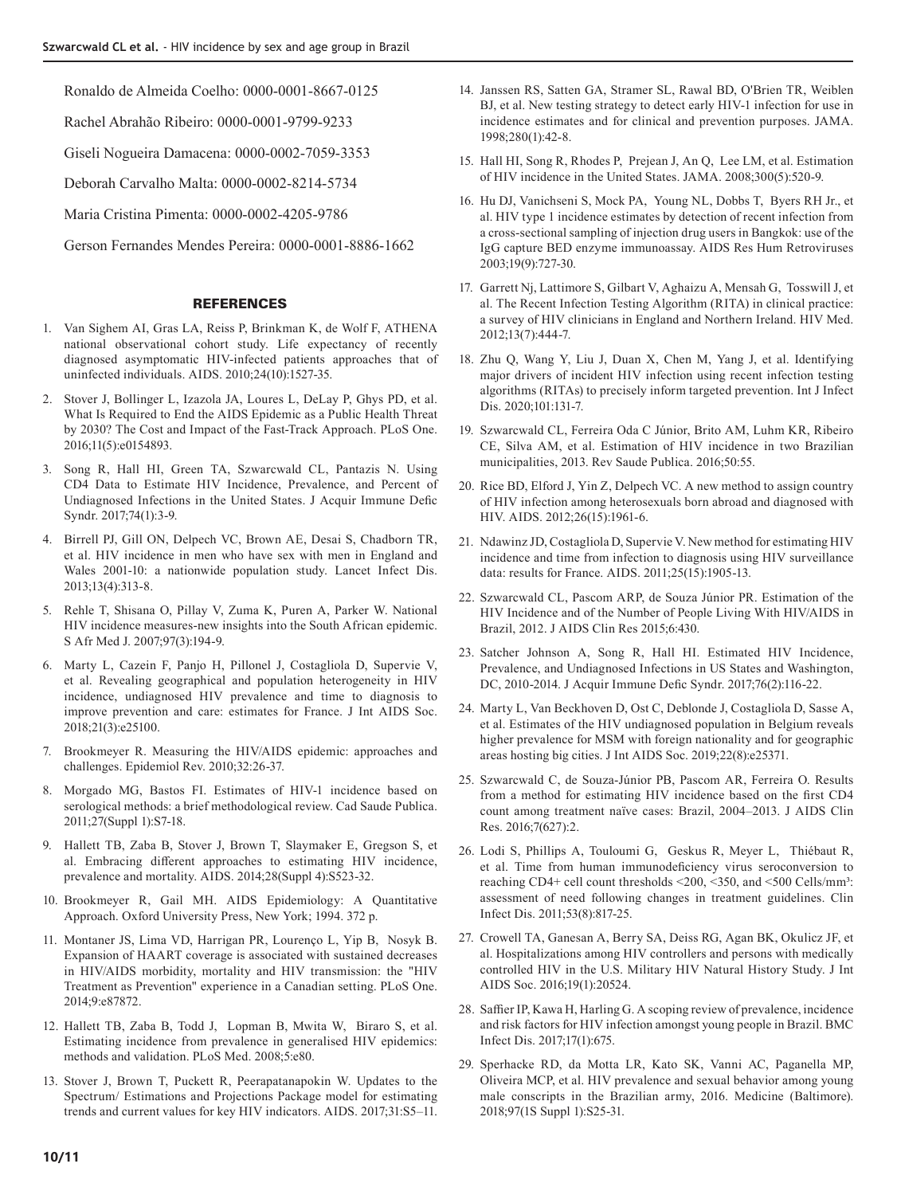Ronaldo de Almeida Coelho: 0000-0001-8667-0125

Rachel Abrahão Ribeiro: 0000-0001-9799-9233

Giseli Nogueira Damacena: 0000-0002-7059-3353

Deborah Carvalho Malta: 0000-0002-8214-5734

Maria Cristina Pimenta: 0000-0002-4205-9786

Gerson Fernandes Mendes Pereira: 0000-0001-8886-1662

## REFERENCES

1. Van Sighem AI, Gras LA, Reiss P, Brinkman K, de Wolf F, ATHENA national observational cohort study. Life expectancy of recently diagnosed asymptomatic HIV-infected patients approaches that of uninfected individuals. AIDS. 2010;24(10):1527-35.
2. Stover J, Bollinger L, Izazola JA, Loures L, DeLay P, Ghys PD, et al. What Is Required to End the AIDS Epidemic as a Public Health Threat by 2030? The Cost and Impact of the Fast-Track Approach. PLoS One. 2016;11(5):e0154893.
3. Song R, Hall HI, Green TA, Szwarcwald CL, Pantazis N. Using CD4 Data to Estimate HIV Incidence, Prevalence, and Percent of Undiagnosed Infections in the United States. J Acquir Immune Defic Syndr. 2017;74(1):3-9.
4. Birrell PJ, Gill ON, Delpech VC, Brown AE, Desai S, Chadborn TR, et al. HIV incidence in men who have sex with men in England and Wales 2001-10: a nationwide population study. Lancet Infect Dis. 2013;13(4):313-8.
5. Rehle T, Shisana O, Pillay V, Zuma K, Puren A, Parker W. National HIV incidence measures-new insights into the South African epidemic. S Afr Med J. 2007;97(3):194-9.
6. Marty L, Cazein F, Panjo H, Pillonel J, Costagliola D, Supervie V, et al. Revealing geographical and population heterogeneity in HIV incidence, undiagnosed HIV prevalence and time to diagnosis to improve prevention and care: estimates for France. J Int AIDS Soc. 2018;21(3):e25100.
7. Brookmeyer R. Measuring the HIV/AIDS epidemic: approaches and challenges. Epidemiol Rev. 2010;32:26-37.
8. Morgado MG, Bastos FI. Estimates of HIV-1 incidence based on serological methods: a brief methodological review. Cad Saude Publica. 2011;27(Suppl 1):S7-18.
9. Hallett TB, Zaba B, Stover J, Brown T, Slaymaker E, Gregson S, et al. Embracing different approaches to estimating HIV incidence, prevalence and mortality. AIDS. 2014;28(Suppl 4):S523-32.
10. Brookmeyer R, Gail MH. AIDS Epidemiology: A Quantitative Approach. Oxford University Press, New York; 1994. 372 p.
11. Montaner JS, Lima VD, Harrigan PR, Lourenço L, Yip B, Nosyk B. Expansion of HAART coverage is associated with sustained decreases in HIV/AIDS morbidity, mortality and HIV transmission: the "HIV Treatment as Prevention" experience in a Canadian setting. PLoS One. 2014;9:e87872.
12. Hallett TB, Zaba B, Todd J, Lopman B, Mwita W, Biraro S, et al. Estimating incidence from prevalence in generalised HIV epidemics: methods and validation. PLoS Med. 2008;5:e80.
13. Stover J, Brown T, Puckett R, Peerapatanapokin W. Updates to the Spectrum/ Estimations and Projections Package model for estimating trends and current values for key HIV indicators. AIDS. 2017;31:S5–11.
14. Janssen RS, Satten GA, Stramer SL, Rawal BD, O'Brien TR, Weiblen BJ, et al. New testing strategy to detect early HIV-1 infection for use in incidence estimates and for clinical and prevention purposes. JAMA. 1998;280(1):42-8.
15. Hall HI, Song R, Rhodes P, Prejean J, An Q, Lee LM, et al. Estimation of HIV incidence in the United States. JAMA. 2008;300(5):520-9.
16. Hu DJ, Vanichseni S, Mock PA, Young NL, Dobbs T, Byers RH Jr., et al. HIV type 1 incidence estimates by detection of recent infection from a cross-sectional sampling of injection drug users in Bangkok: use of the IgG capture BED enzyme immunoassay. AIDS Res Hum Retroviruses 2003;19(9):727-30.
17. Garrett Nj, Lattimore S, Gilbart V, Aghaizu A, Mensah G, Tosswill J, et al. The Recent Infection Testing Algorithm (RITA) in clinical practice: a survey of HIV clinicians in England and Northern Ireland. HIV Med. 2012;13(7):444-7.
18. Zhu Q, Wang Y, Liu J, Duan X, Chen M, Yang J, et al. Identifying major drivers of incident HIV infection using recent infection testing algorithms (RITAs) to precisely inform targeted prevention. Int J Infect Dis. 2020;101:131-7.
19. Szwarcwald CL, Ferreira Oda C Júnior, Brito AM, Luhm KR, Ribeiro CE, Silva AM, et al. Estimation of HIV incidence in two Brazilian municipalities, 2013. Rev Saude Publica. 2016;50:55.
20. Rice BD, Elford J, Yin Z, Delpech VC. A new method to assign country of HIV infection among heterosexuals born abroad and diagnosed with HIV. AIDS. 2012;26(15):1961-6.
21. Ndawinz JD, Costagliola D, Supervie V. New method for estimating HIV incidence and time from infection to diagnosis using HIV surveillance data: results for France. AIDS. 2011;25(15):1905-13.
22. Szwarcwald CL, Pascom ARP, de Souza Júnior PR. Estimation of the HIV Incidence and of the Number of People Living With HIV/AIDS in Brazil, 2012. J AIDS Clin Res 2015;6:430.
23. Satcher Johnson A, Song R, Hall HI. Estimated HIV Incidence, Prevalence, and Undiagnosed Infections in US States and Washington, DC, 2010-2014. J Acquir Immune Defic Syndr. 2017;76(2):116-22.
24. Marty L, Van Beckhoven D, Ost C, Deblonde J, Costagliola D, Sasse A, et al. Estimates of the HIV undiagnosed population in Belgium reveals higher prevalence for MSM with foreign nationality and for geographic areas hosting big cities. J Int AIDS Soc. 2019;22(8):e25371.
25. Szwarcwald C, de Souza-Júnior PB, Pascom AR, Ferreira O. Results from a method for estimating HIV incidence based on the first CD4 count among treatment naïve cases: Brazil, 2004–2013. J AIDS Clin Res. 2016;7(627):2.
26. Lodi S, Phillips A, Touloumi G, Geskus R, Meyer L, Thiébaut R, et al. Time from human immunodeficiency virus seroconversion to reaching CD4+ cell count thresholds <200, <350, and <500 Cells/mm³: assessment of need following changes in treatment guidelines. Clin Infect Dis. 2011;53(8):817-25.
27. Crowell TA, Ganesan A, Berry SA, Deiss RG, Agan BK, Okulicz JF, et al. Hospitalizations among HIV controllers and persons with medically controlled HIV in the U.S. Military HIV Natural History Study. J Int AIDS Soc. 2016;19(1):20524.
28. Saffier IP, Kawa H, Harling G. A scoping review of prevalence, incidence and risk factors for HIV infection amongst young people in Brazil. BMC Infect Dis. 2017;17(1):675.
29. Sperhacke RD, da Motta LR, Kato SK, Vanni AC, Paganella MP, Oliveira MCP, et al. HIV prevalence and sexual behavior among young male conscripts in the Brazilian army, 2016. Medicine (Baltimore). 2018;97(1S Suppl 1):S25-31.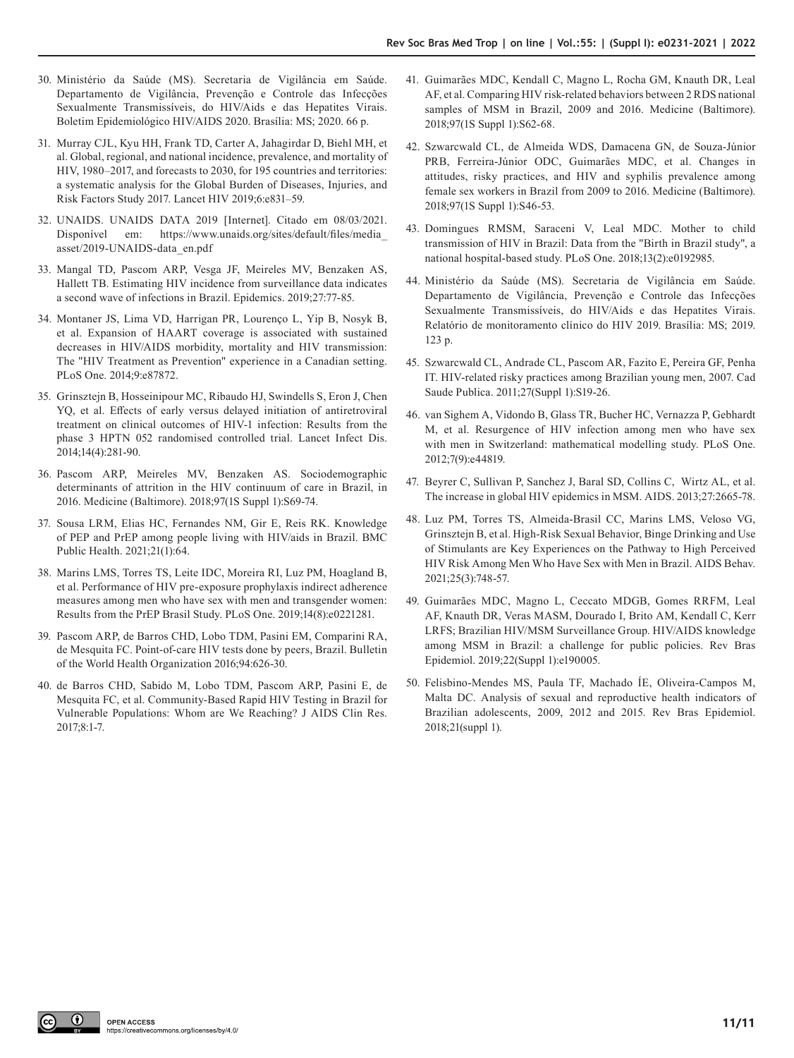30. Ministério da Saúde (MS). Secretaria de Vigilância em Saúde. Departamento de Vigilância, Prevenção e Controle das Infecções Sexualmente Transmissíveis, do HIV/Aids e das Hepatites Virais. Boletim Epidemiológico HIV/AIDS 2020. Brasília: MS; 2020. 66 p.

31. Murray CJL, Kyu HH, Frank TD, Carter A, Jahagirdar D, Biehl MH, et al. Global, regional, and national incidence, prevalence, and mortality of HIV, 1980–2017, and forecasts to 2030, for 195 countries and territories: a systematic analysis for the Global Burden of Diseases, Injuries, and Risk Factors Study 2017. Lancet HIV 2019;6:e831–59.

32. UNAIDS. UNAIDS DATA 2019 [Internet]. Citado em 08/03/2021. Disponível em: https://www.unaids.org/sites/default/files/media_asset/2019-UNAIDS-data_en.pdf

33. Mangal TD, Pascom ARP, Vesga JF, Meireles MV, Benzaken AS, Hallett TB. Estimating HIV incidence from surveillance data indicates a second wave of infections in Brazil. Epidemics. 2019;27:77-85.

34. Montaner JS, Lima VD, Harrigan PR, Lourenço L, Yip B, Nosyk B, et al. Expansion of HAART coverage is associated with sustained decreases in HIV/AIDS morbidity, mortality and HIV transmission: The "HIV Treatment as Prevention" experience in a Canadian setting. PLoS One. 2014;9:e87872.

35. Grinsztejn B, Hosseinipour MC, Ribaudo HJ, Swindells S, Eron J, Chen YQ, et al. Effects of early versus delayed initiation of antiretroviral treatment on clinical outcomes of HIV-1 infection: Results from the phase 3 HPTN 052 randomised controlled trial. Lancet Infect Dis. 2014;14(4):281-90.

36. Pascom ARP, Meireles MV, Benzaken AS. Sociodemographic determinants of attrition in the HIV continuum of care in Brazil, in 2016. Medicine (Baltimore). 2018;97(1S Suppl 1):S69-74.

37. Sousa LRM, Elias HC, Fernandes NM, Gir E, Reis RK. Knowledge of PEP and PrEP among people living with HIV/aids in Brazil. BMC Public Health. 2021;21(1):64.

38. Marins LMS, Torres TS, Leite IDC, Moreira RI, Luz PM, Hoagland B, et al. Performance of HIV pre-exposure prophylaxis indirect adherence measures among men who have sex with men and transgender women: Results from the PrEP Brasil Study. PLoS One. 2019;14(8):e0221281.

39. Pascom ARP, de Barros CHD, Lobo TDM, Pasini EM, Comparini RA, de Mesquita FC. Point-of-care HIV tests done by peers, Brazil. Bulletin of the World Health Organization 2016;94:626-30.

40. de Barros CHD, Sabido M, Lobo TDM, Pascom ARP, Pasini E, de Mesquita FC, et al. Community-Based Rapid HIV Testing in Brazil for Vulnerable Populations: Whom are We Reaching? J AIDS Clin Res. 2017;8:1-7.

41. Guimarães MDC, Kendall C, Magno L, Rocha GM, Knauth DR, Leal AF, et al. Comparing HIV risk-related behaviors between 2 RDS national samples of MSM in Brazil, 2009 and 2016. Medicine (Baltimore). 2018;97(1S Suppl 1):S62-68.

42. Szwarcwald CL, de Almeida WDS, Damacena GN, de Souza-Júnior PRB, Ferreira-Júnior ODC, Guimarães MDC, et al. Changes in attitudes, risky practices, and HIV and syphilis prevalence among female sex workers in Brazil from 2009 to 2016. Medicine (Baltimore). 2018;97(1S Suppl 1):S46-53.

43. Domingues RMSM, Saraceni V, Leal MDC. Mother to child transmission of HIV in Brazil: Data from the "Birth in Brazil study", a national hospital-based study. PLoS One. 2018;13(2):e0192985.

44. Ministério da Saúde (MS). Secretaria de Vigilância em Saúde. Departamento de Vigilância, Prevenção e Controle das Infecções Sexualmente Transmissíveis, do HIV/Aids e das Hepatites Virais. Relatório de monitoramento clínico do HIV 2019. Brasília: MS; 2019. 123 p.

45. Szwarcwald CL, Andrade CL, Pascom AR, Fazito E, Pereira GF, Penha IT. HIV-related risky practices among Brazilian young men, 2007. Cad Saude Publica. 2011;27(Suppl 1):S19-26.

46. van Sighem A, Vidondo B, Glass TR, Bucher HC, Vernazza P, Gebhardt M, et al. Resurgence of HIV infection among men who have sex with men in Switzerland: mathematical modelling study. PLoS One. 2012;7(9):e44819.

47. Beyrer C, Sullivan P, Sanchez J, Baral SD, Collins C, Wirtz AL, et al. The increase in global HIV epidemics in MSM. AIDS. 2013;27:2665-78.

48. Luz PM, Torres TS, Almeida-Brasil CC, Marins LMS, Veloso VG, Grinsztejn B, et al. High-Risk Sexual Behavior, Binge Drinking and Use of Stimulants are Key Experiences on the Pathway to High Perceived HIV Risk Among Men Who Have Sex with Men in Brazil. AIDS Behav. 2021;25(3):748-57.

49. Guimarães MDC, Magno L, Ceccato MDGB, Gomes RRFM, Leal AF, Knauth DR, Veras MASM, Dourado I, Brito AM, Kendall C, Kerr LRFS; Brazilian HIV/MSM Surveillance Group. HIV/AIDS knowledge among MSM in Brazil: a challenge for public policies. Rev Bras Epidemiol. 2019;22(Suppl 1):e190005.

50. Felisbino-Mendes MS, Paula TF, Machado ÍE, Oliveira-Campos M, Malta DC. Analysis of sexual and reproductive health indicators of Brazilian adolescents, 2009, 2012 and 2015. Rev Bras Epidemiol. 2018;21(suppl 1).

OPEN ACCESS
https://creativecommons.org/licenses/by/4.0/